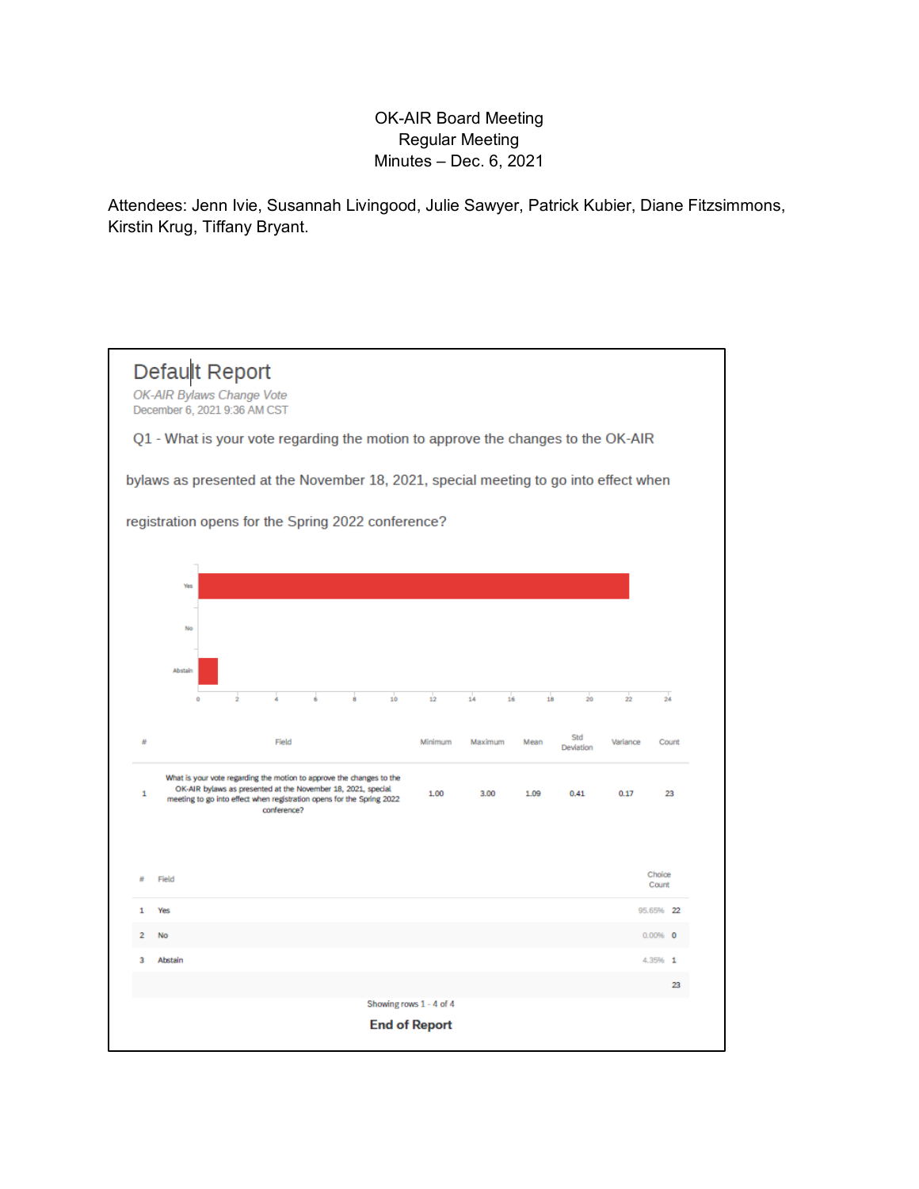OK-AIR Board Meeting
Regular Meeting
Minutes – Dec. 6, 2021

Attendees: Jenn Ivie, Susannah Livingood, Julie Sawyer, Patrick Kubier, Diane Fitzsimmons, Kirstin Krug, Tiffany Bryant.

## Default Report

*OK-AIR Bylaws Change Vote*
December 6, 2021 9:36 AM CST

Q1 - What is your vote regarding the motion to approve the changes to the OK-AIR bylaws as presented at the November 18, 2021, special meeting to go into effect when registration opens for the Spring 2022 conference?

| # | Field | Minimum | Maximum | Mean | Std Deviation | Variance | Count |
|---|---|---|---|---|---|---|---|
| 1 | What is your vote regarding the motion to approve the changes to the OK-AIR bylaws as presented at the November 18, 2021, special meeting to go into effect when registration opens for the Spring 2022 conference? | 1.00 | 3.00 | 1.09 | 0.41 | 0.17 | 23 |

| # | Field | | Choice Count |
|---|---|---|---|
| 1 | Yes | 95.65% | 22 |
| 2 | No | 0.00% | 0 |
| 3 | Abstain | 4.35% | 1 |
| | | | 23 |

Showing rows 1 - 4 of 4

**End of Report**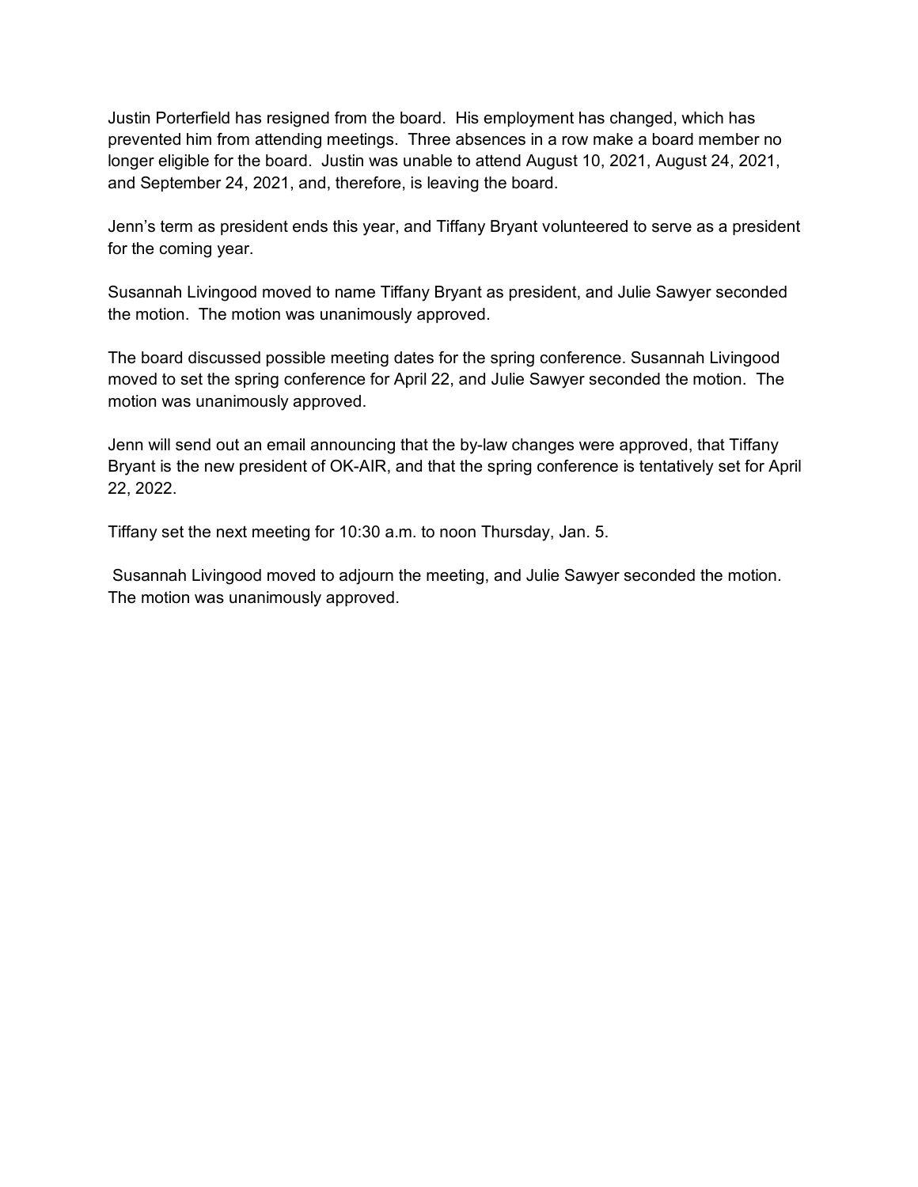Justin Porterfield has resigned from the board. His employment has changed, which has prevented him from attending meetings. Three absences in a row make a board member no longer eligible for the board. Justin was unable to attend August 10, 2021, August 24, 2021, and September 24, 2021, and, therefore, is leaving the board.

Jenn's term as president ends this year, and Tiffany Bryant volunteered to serve as a president for the coming year.

Susannah Livingood moved to name Tiffany Bryant as president, and Julie Sawyer seconded the motion. The motion was unanimously approved.

The board discussed possible meeting dates for the spring conference. Susannah Livingood moved to set the spring conference for April 22, and Julie Sawyer seconded the motion. The motion was unanimously approved.

Jenn will send out an email announcing that the by-law changes were approved, that Tiffany Bryant is the new president of OK-AIR, and that the spring conference is tentatively set for April 22, 2022.

Tiffany set the next meeting for 10:30 a.m. to noon Thursday, Jan. 5.

Susannah Livingood moved to adjourn the meeting, and Julie Sawyer seconded the motion. The motion was unanimously approved.